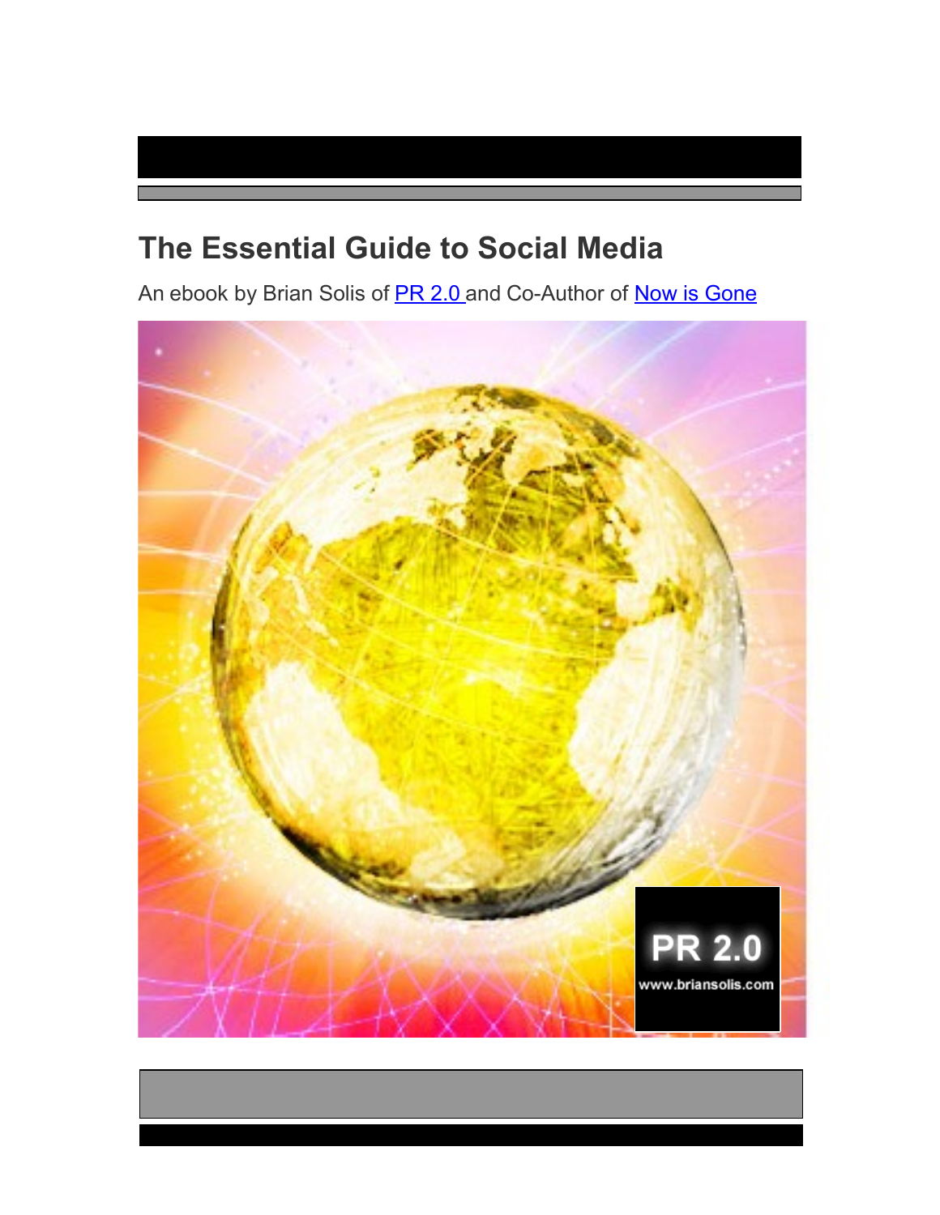# The Essential Guide to Social Media

An ebook by Brian Solis of [PR 2.0](#) and Co-Author of [Now is Gone](#)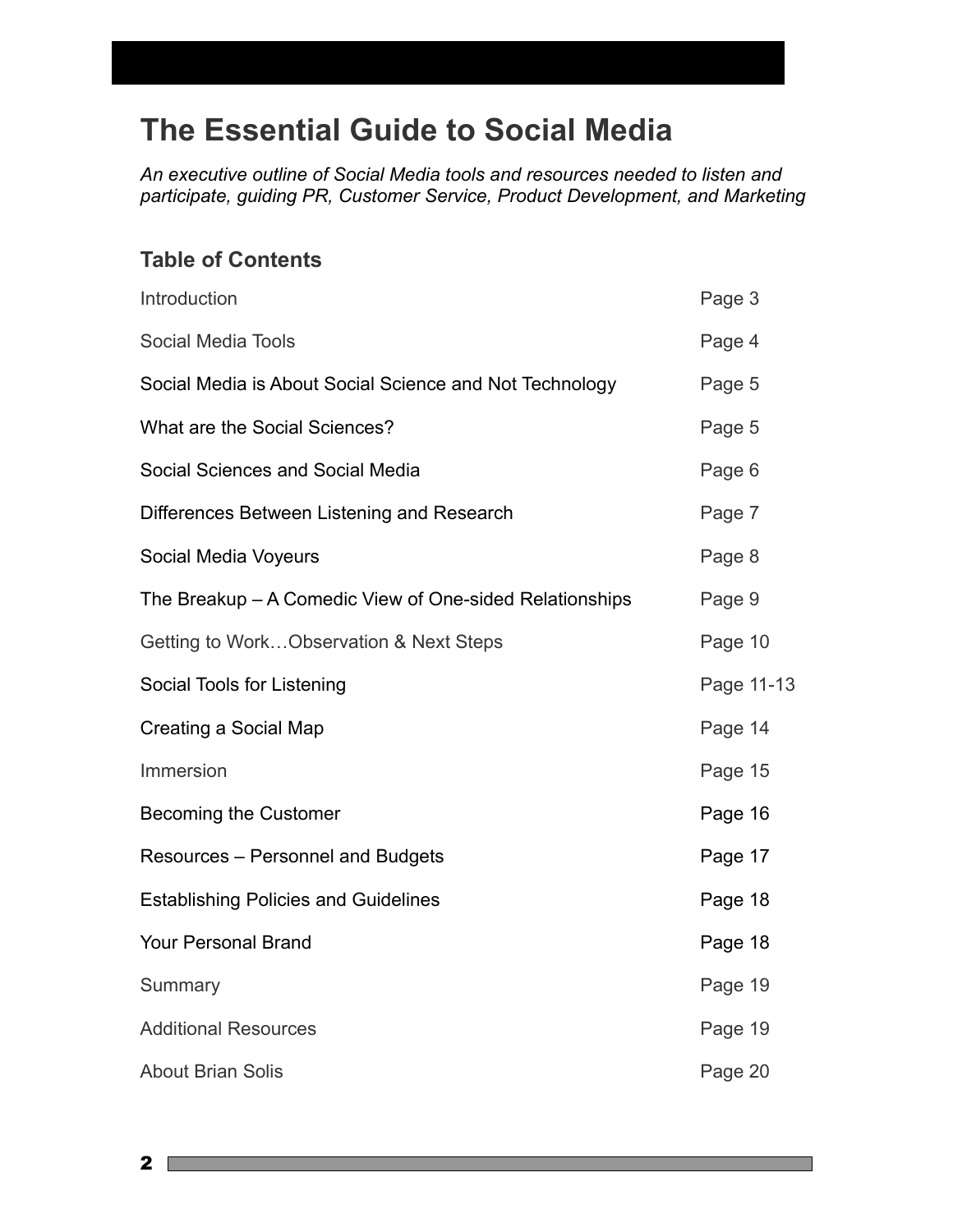# The Essential Guide to Social Media

*An executive outline of Social Media tools and resources needed to listen and participate, guiding PR, Customer Service, Product Development, and Marketing*

## Table of Contents

| | |
|---|---|
| Introduction | Page 3 |
| Social Media Tools | Page 4 |
| Social Media is About Social Science and Not Technology | Page 5 |
| What are the Social Sciences? | Page 5 |
| Social Sciences and Social Media | Page 6 |
| Differences Between Listening and Research | Page 7 |
| Social Media Voyeurs | Page 8 |
| The Breakup – A Comedic View of One-sided Relationships | Page 9 |
| Getting to Work…Observation & Next Steps | Page 10 |
| Social Tools for Listening | Page 11-13 |
| Creating a Social Map | Page 14 |
| Immersion | Page 15 |
| Becoming the Customer | Page 16 |
| Resources – Personnel and Budgets | Page 17 |
| Establishing Policies and Guidelines | Page 18 |
| Your Personal Brand | Page 18 |
| Summary | Page 19 |
| Additional Resources | Page 19 |
| About Brian Solis | Page 20 |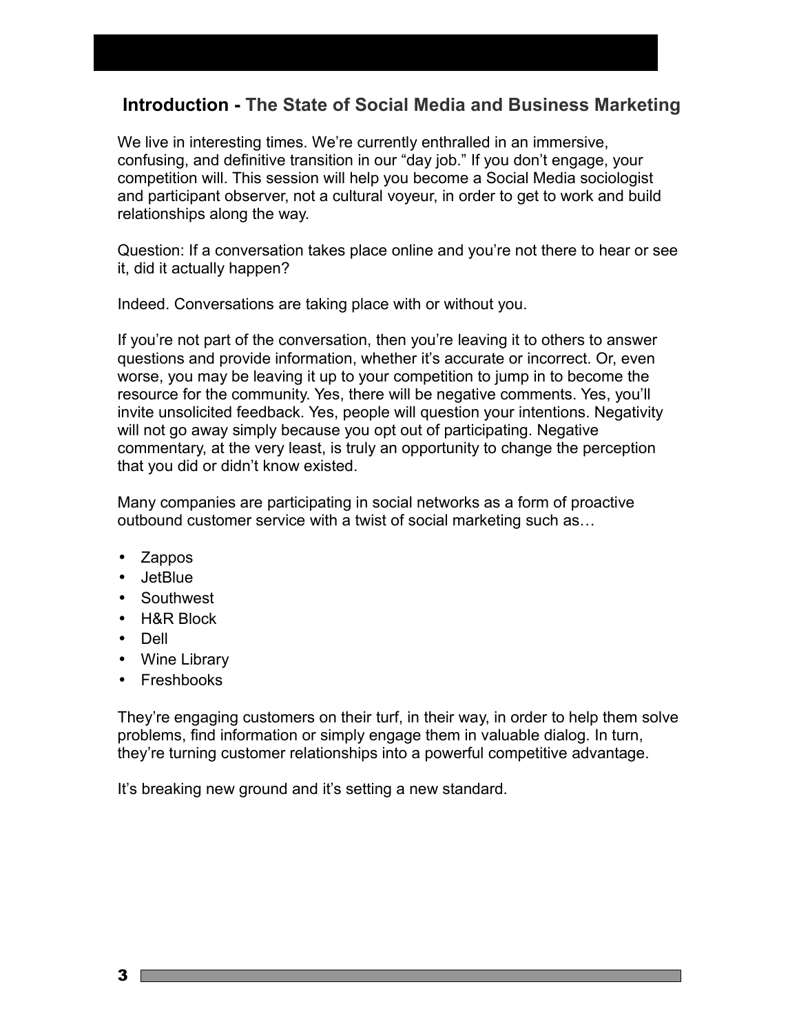## **Introduction -** The State of Social Media and Business Marketing

We live in interesting times. We're currently enthralled in an immersive, confusing, and definitive transition in our "day job." If you don't engage, your competition will. This session will help you become a Social Media sociologist and participant observer, not a cultural voyeur, in order to get to work and build relationships along the way.

Question: If a conversation takes place online and you're not there to hear or see it, did it actually happen?

Indeed. Conversations are taking place with or without you.

If you're not part of the conversation, then you're leaving it to others to answer questions and provide information, whether it's accurate or incorrect. Or, even worse, you may be leaving it up to your competition to jump in to become the resource for the community. Yes, there will be negative comments. Yes, you'll invite unsolicited feedback. Yes, people will question your intentions. Negativity will not go away simply because you opt out of participating. Negative commentary, at the very least, is truly an opportunity to change the perception that you did or didn't know existed.

Many companies are participating in social networks as a form of proactive outbound customer service with a twist of social marketing such as…

- Zappos
- JetBlue
- Southwest
- H&R Block
- Dell
- Wine Library
- Freshbooks

They're engaging customers on their turf, in their way, in order to help them solve problems, find information or simply engage them in valuable dialog. In turn, they're turning customer relationships into a powerful competitive advantage.

It's breaking new ground and it's setting a new standard.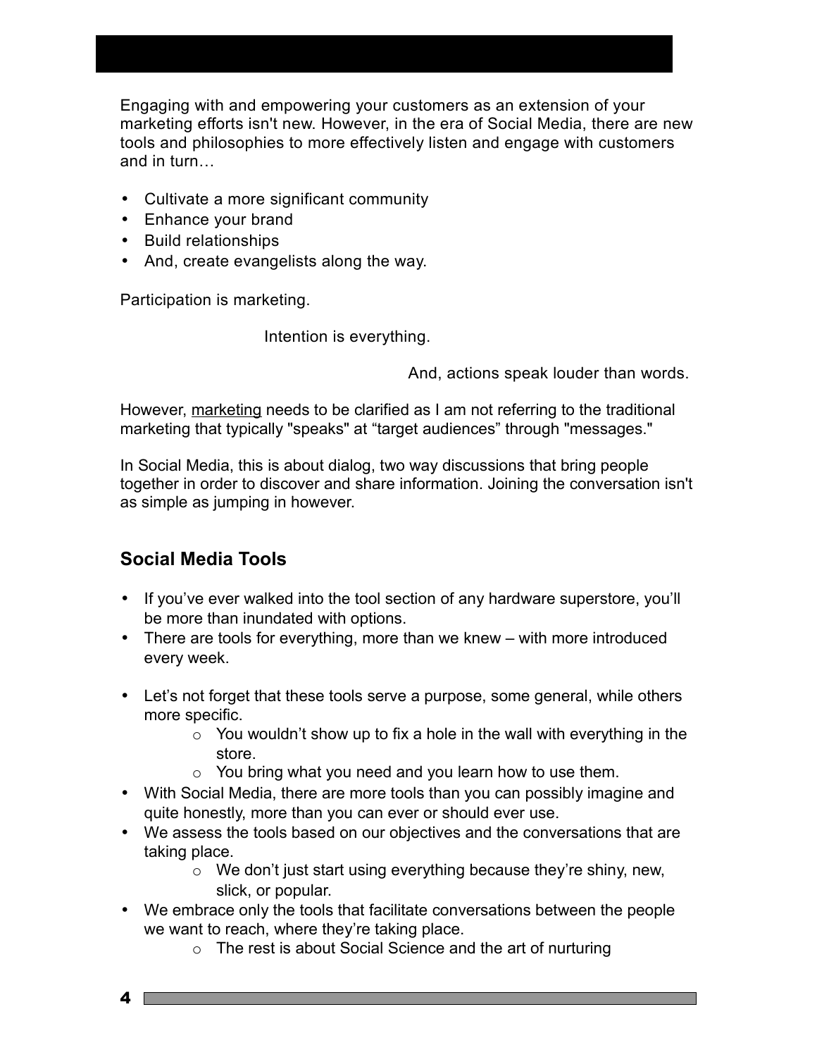Engaging with and empowering your customers as an extension of your marketing efforts isn't new. However, in the era of Social Media, there are new tools and philosophies to more effectively listen and engage with customers and in turn…

- Cultivate a more significant community
- Enhance your brand
- Build relationships
- And, create evangelists along the way.

Participation is marketing.

Intention is everything.

And, actions speak louder than words.

However, marketing needs to be clarified as I am not referring to the traditional marketing that typically "speaks" at “target audiences” through "messages."

In Social Media, this is about dialog, two way discussions that bring people together in order to discover and share information. Joining the conversation isn't as simple as jumping in however.

## Social Media Tools

- If you’ve ever walked into the tool section of any hardware superstore, you’ll be more than inundated with options.
- There are tools for everything, more than we knew – with more introduced every week.
- Let’s not forget that these tools serve a purpose, some general, while others more specific.
    - You wouldn’t show up to fix a hole in the wall with everything in the store.
    - You bring what you need and you learn how to use them.
- With Social Media, there are more tools than you can possibly imagine and quite honestly, more than you can ever or should ever use.
- We assess the tools based on our objectives and the conversations that are taking place.
    - We don’t just start using everything because they’re shiny, new, slick, or popular.
- We embrace only the tools that facilitate conversations between the people we want to reach, where they’re taking place.
    - The rest is about Social Science and the art of nurturing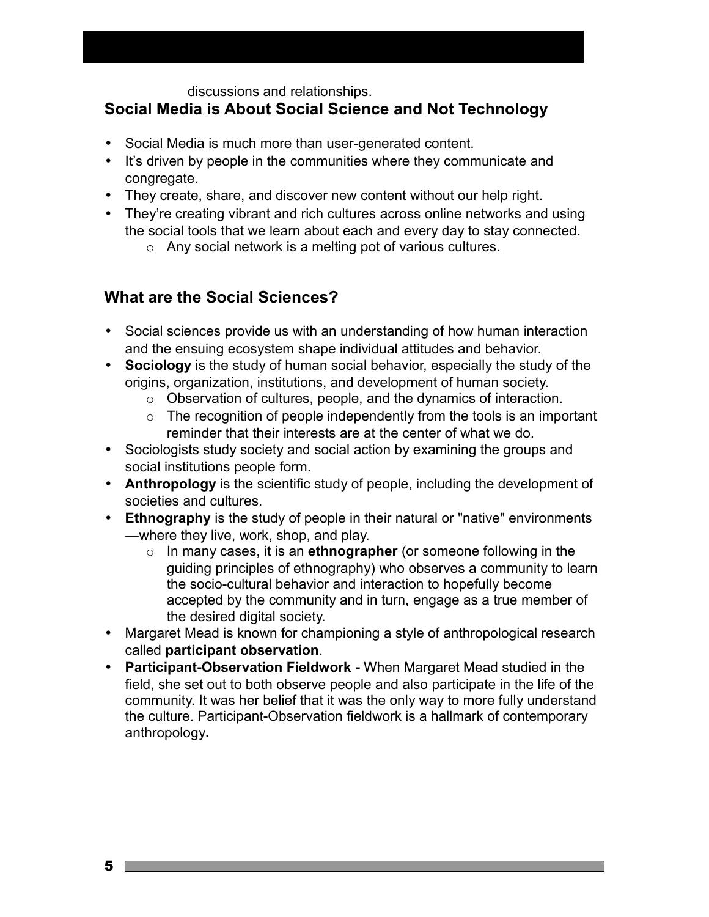discussions and relationships.

## Social Media is About Social Science and Not Technology

- Social Media is much more than user-generated content.
- It's driven by people in the communities where they communicate and congregate.
- They create, share, and discover new content without our help right.
- They're creating vibrant and rich cultures across online networks and using the social tools that we learn about each and every day to stay connected.
  - Any social network is a melting pot of various cultures.

## What are the Social Sciences?

- Social sciences provide us with an understanding of how human interaction and the ensuing ecosystem shape individual attitudes and behavior.
- **Sociology** is the study of human social behavior, especially the study of the origins, organization, institutions, and development of human society.
  - Observation of cultures, people, and the dynamics of interaction.
  - The recognition of people independently from the tools is an important reminder that their interests are at the center of what we do.
- Sociologists study society and social action by examining the groups and social institutions people form.
- **Anthropology** is the scientific study of people, including the development of societies and cultures.
- **Ethnography** is the study of people in their natural or "native" environments—where they live, work, shop, and play.
  - In many cases, it is an **ethnographer** (or someone following in the guiding principles of ethnography) who observes a community to learn the socio-cultural behavior and interaction to hopefully become accepted by the community and in turn, engage as a true member of the desired digital society.
- Margaret Mead is known for championing a style of anthropological research called **participant observation**.
- **Participant-Observation Fieldwork -** When Margaret Mead studied in the field, she set out to both observe people and also participate in the life of the community. It was her belief that it was the only way to more fully understand the culture. Participant-Observation fieldwork is a hallmark of contemporary anthropology**.**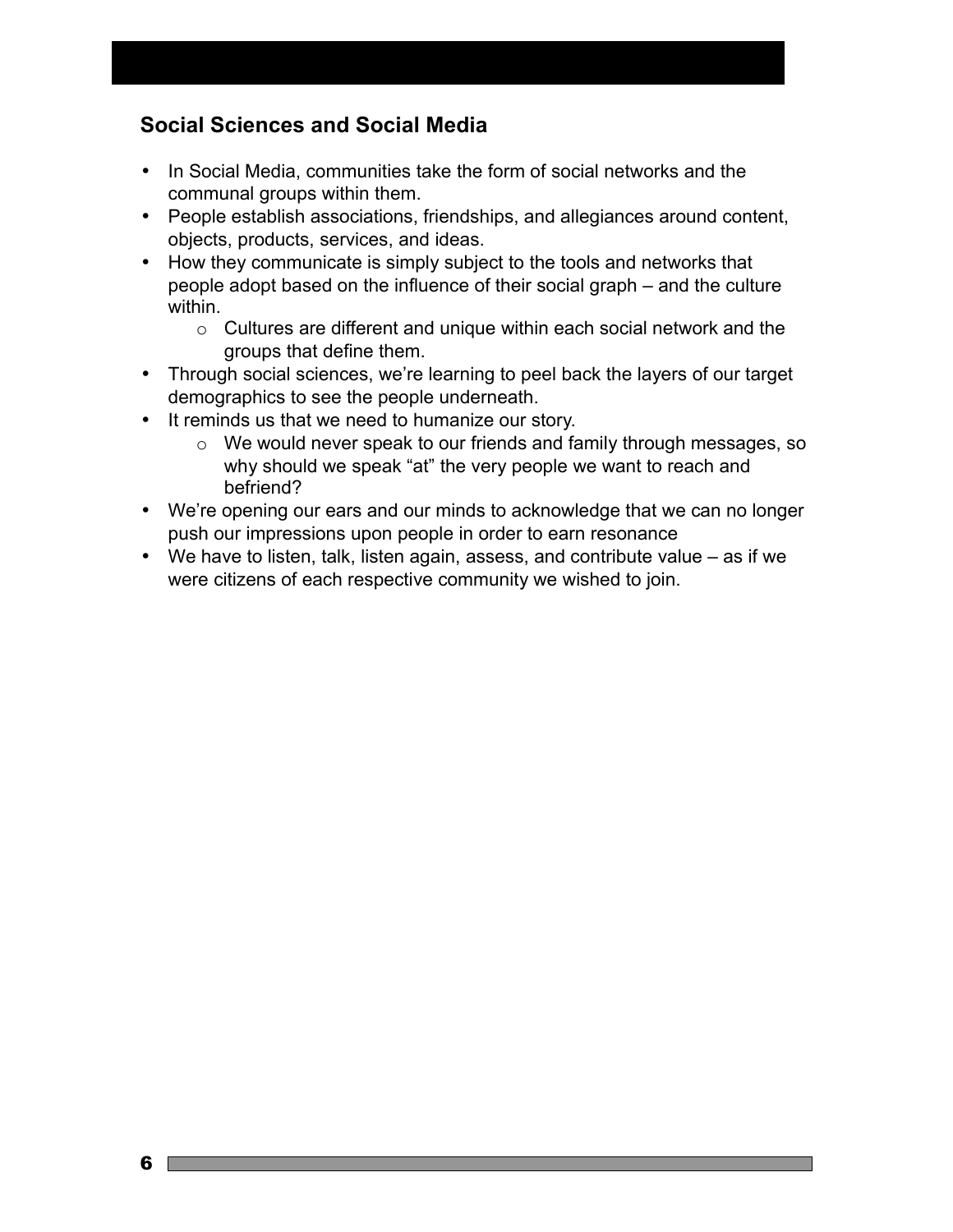## Social Sciences and Social Media

- In Social Media, communities take the form of social networks and the communal groups within them.
- People establish associations, friendships, and allegiances around content, objects, products, services, and ideas.
- How they communicate is simply subject to the tools and networks that people adopt based on the influence of their social graph – and the culture within.
  - Cultures are different and unique within each social network and the groups that define them.
- Through social sciences, we're learning to peel back the layers of our target demographics to see the people underneath.
- It reminds us that we need to humanize our story.
  - We would never speak to our friends and family through messages, so why should we speak "at" the very people we want to reach and befriend?
- We're opening our ears and our minds to acknowledge that we can no longer push our impressions upon people in order to earn resonance
- We have to listen, talk, listen again, assess, and contribute value – as if we were citizens of each respective community we wished to join.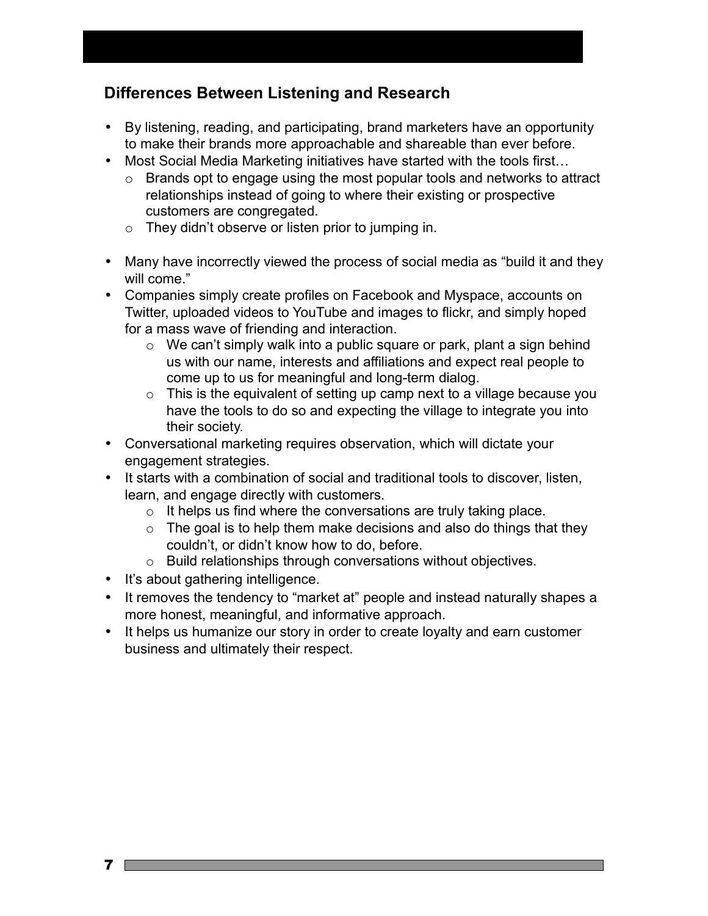## Differences Between Listening and Research

- By listening, reading, and participating, brand marketers have an opportunity to make their brands more approachable and shareable than ever before.
- Most Social Media Marketing initiatives have started with the tools first…
  - Brands opt to engage using the most popular tools and networks to attract relationships instead of going to where their existing or prospective customers are congregated.
  - They didn't observe or listen prior to jumping in.

- Many have incorrectly viewed the process of social media as "build it and they will come."
- Companies simply create profiles on Facebook and Myspace, accounts on Twitter, uploaded videos to YouTube and images to flickr, and simply hoped for a mass wave of friending and interaction.
  - We can't simply walk into a public square or park, plant a sign behind us with our name, interests and affiliations and expect real people to come up to us for meaningful and long-term dialog.
  - This is the equivalent of setting up camp next to a village because you have the tools to do so and expecting the village to integrate you into their society.
- Conversational marketing requires observation, which will dictate your engagement strategies.
- It starts with a combination of social and traditional tools to discover, listen, learn, and engage directly with customers.
  - It helps us find where the conversations are truly taking place.
  - The goal is to help them make decisions and also do things that they couldn't, or didn't know how to do, before.
  - Build relationships through conversations without objectives.
- It's about gathering intelligence.
- It removes the tendency to "market at" people and instead naturally shapes a more honest, meaningful, and informative approach.
- It helps us humanize our story in order to create loyalty and earn customer business and ultimately their respect.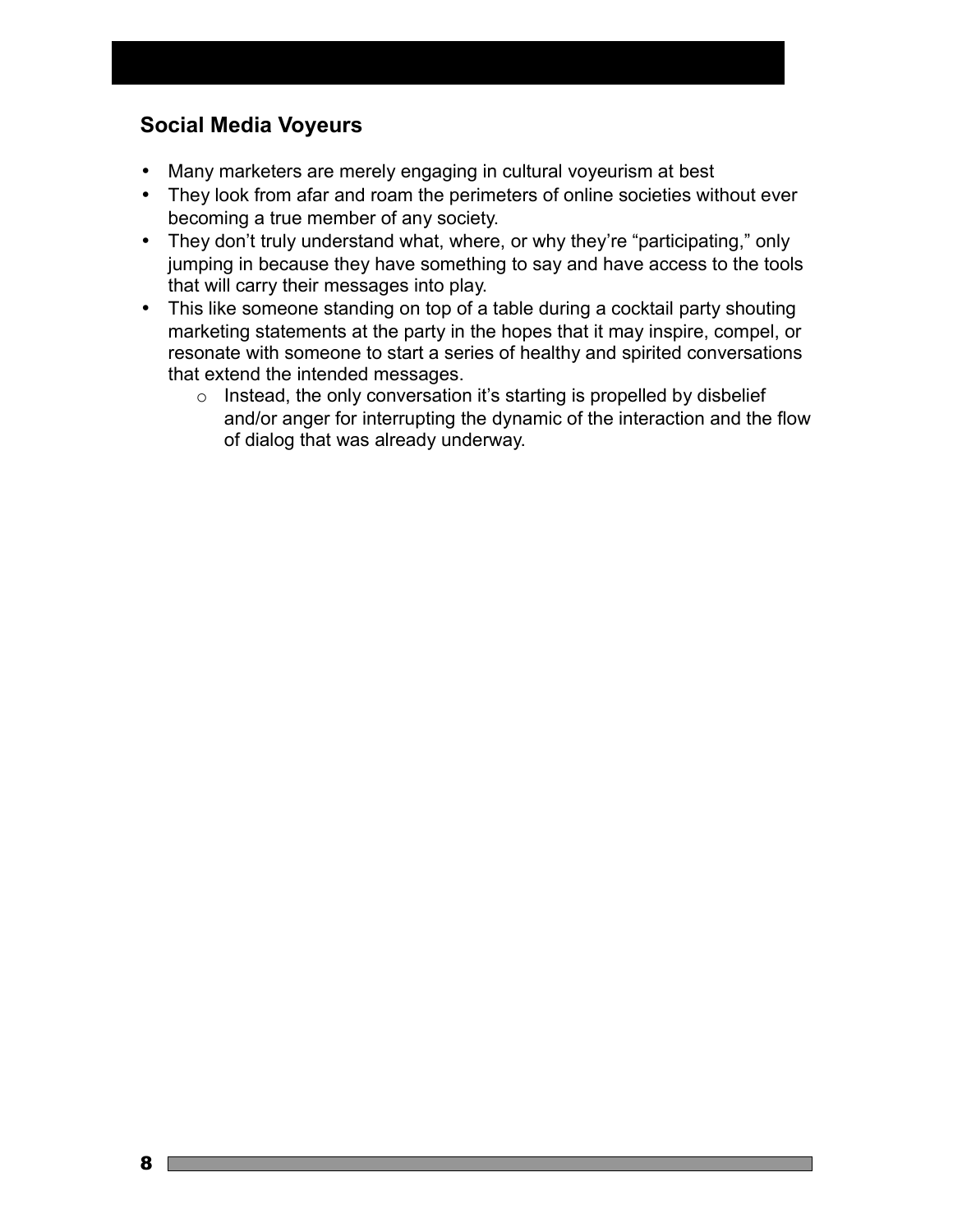## Social Media Voyeurs

- Many marketers are merely engaging in cultural voyeurism at best
- They look from afar and roam the perimeters of online societies without ever becoming a true member of any society.
- They don't truly understand what, where, or why they're "participating," only jumping in because they have something to say and have access to the tools that will carry their messages into play.
- This like someone standing on top of a table during a cocktail party shouting marketing statements at the party in the hopes that it may inspire, compel, or resonate with someone to start a series of healthy and spirited conversations that extend the intended messages.
    - Instead, the only conversation it's starting is propelled by disbelief and/or anger for interrupting the dynamic of the interaction and the flow of dialog that was already underway.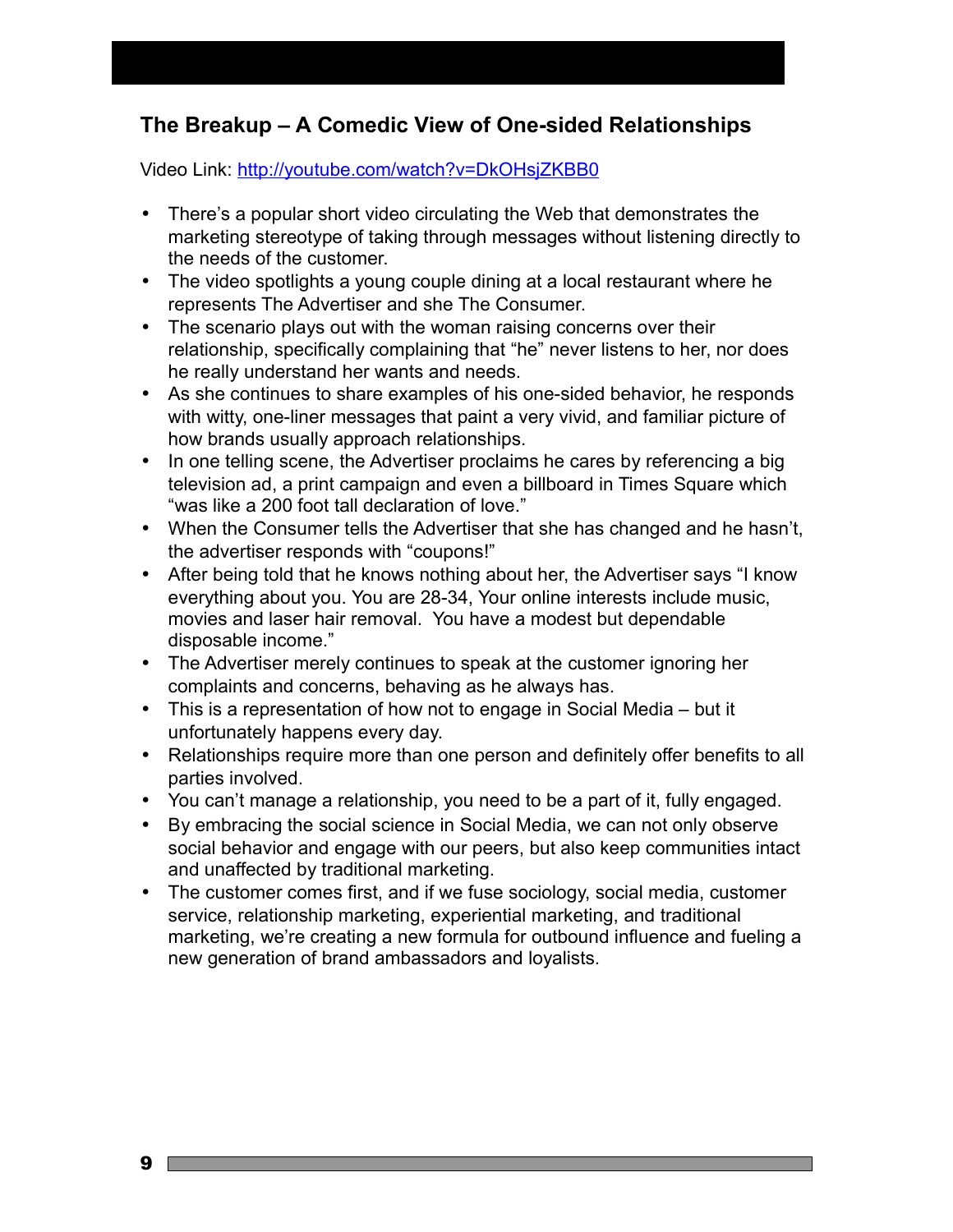## The Breakup – A Comedic View of One-sided Relationships

Video Link: [http://youtube.com/watch?v=DkOHsjZKBB0](http://youtube.com/watch?v=DkOHsjZKBB0)

- There's a popular short video circulating the Web that demonstrates the marketing stereotype of taking through messages without listening directly to the needs of the customer.
- The video spotlights a young couple dining at a local restaurant where he represents The Advertiser and she The Consumer.
- The scenario plays out with the woman raising concerns over their relationship, specifically complaining that "he" never listens to her, nor does he really understand her wants and needs.
- As she continues to share examples of his one-sided behavior, he responds with witty, one-liner messages that paint a very vivid, and familiar picture of how brands usually approach relationships.
- In one telling scene, the Advertiser proclaims he cares by referencing a big television ad, a print campaign and even a billboard in Times Square which "was like a 200 foot tall declaration of love."
- When the Consumer tells the Advertiser that she has changed and he hasn't, the advertiser responds with "coupons!"
- After being told that he knows nothing about her, the Advertiser says "I know everything about you. You are 28-34, Your online interests include music, movies and laser hair removal. You have a modest but dependable disposable income."
- The Advertiser merely continues to speak at the customer ignoring her complaints and concerns, behaving as he always has.
- This is a representation of how not to engage in Social Media – but it unfortunately happens every day.
- Relationships require more than one person and definitely offer benefits to all parties involved.
- You can't manage a relationship, you need to be a part of it, fully engaged.
- By embracing the social science in Social Media, we can not only observe social behavior and engage with our peers, but also keep communities intact and unaffected by traditional marketing.
- The customer comes first, and if we fuse sociology, social media, customer service, relationship marketing, experiential marketing, and traditional marketing, we're creating a new formula for outbound influence and fueling a new generation of brand ambassadors and loyalists.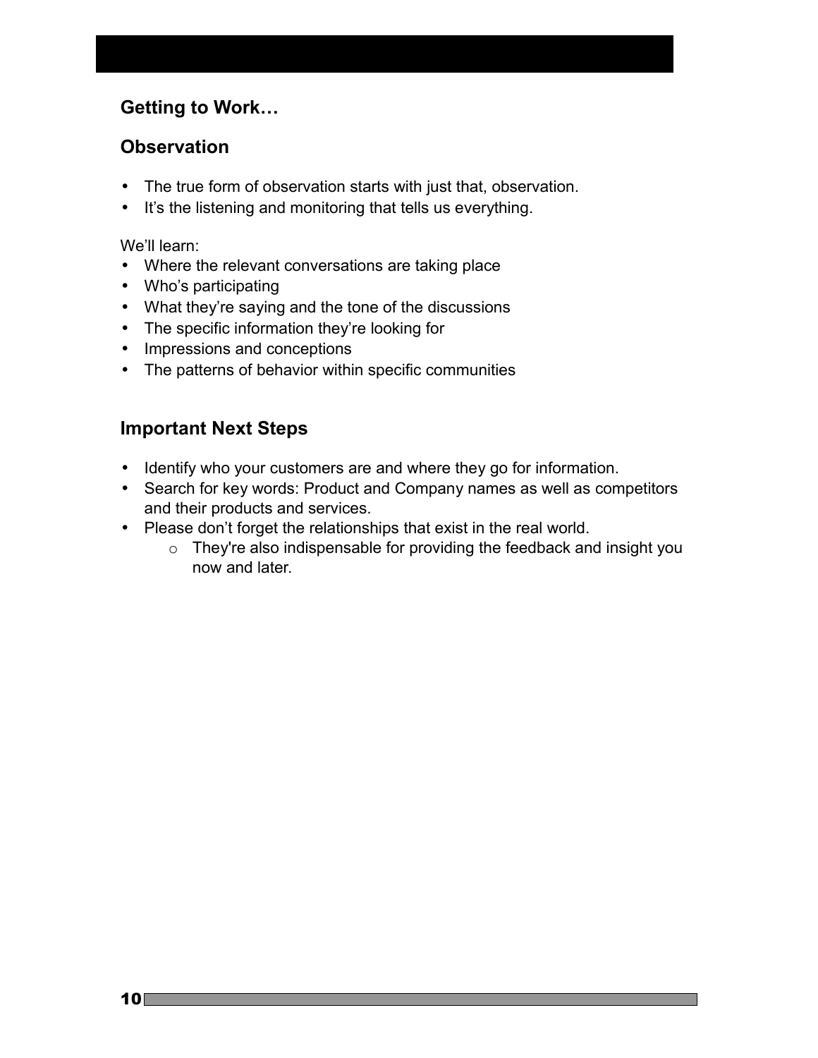## Getting to Work…

## Observation

- The true form of observation starts with just that, observation.
- It's the listening and monitoring that tells us everything.

We'll learn:

- Where the relevant conversations are taking place
- Who's participating
- What they're saying and the tone of the discussions
- The specific information they're looking for
- Impressions and conceptions
- The patterns of behavior within specific communities

## Important Next Steps

- Identify who your customers are and where they go for information.
- Search for key words: Product and Company names as well as competitors and their products and services.
- Please don't forget the relationships that exist in the real world.
  - They're also indispensable for providing the feedback and insight you now and later.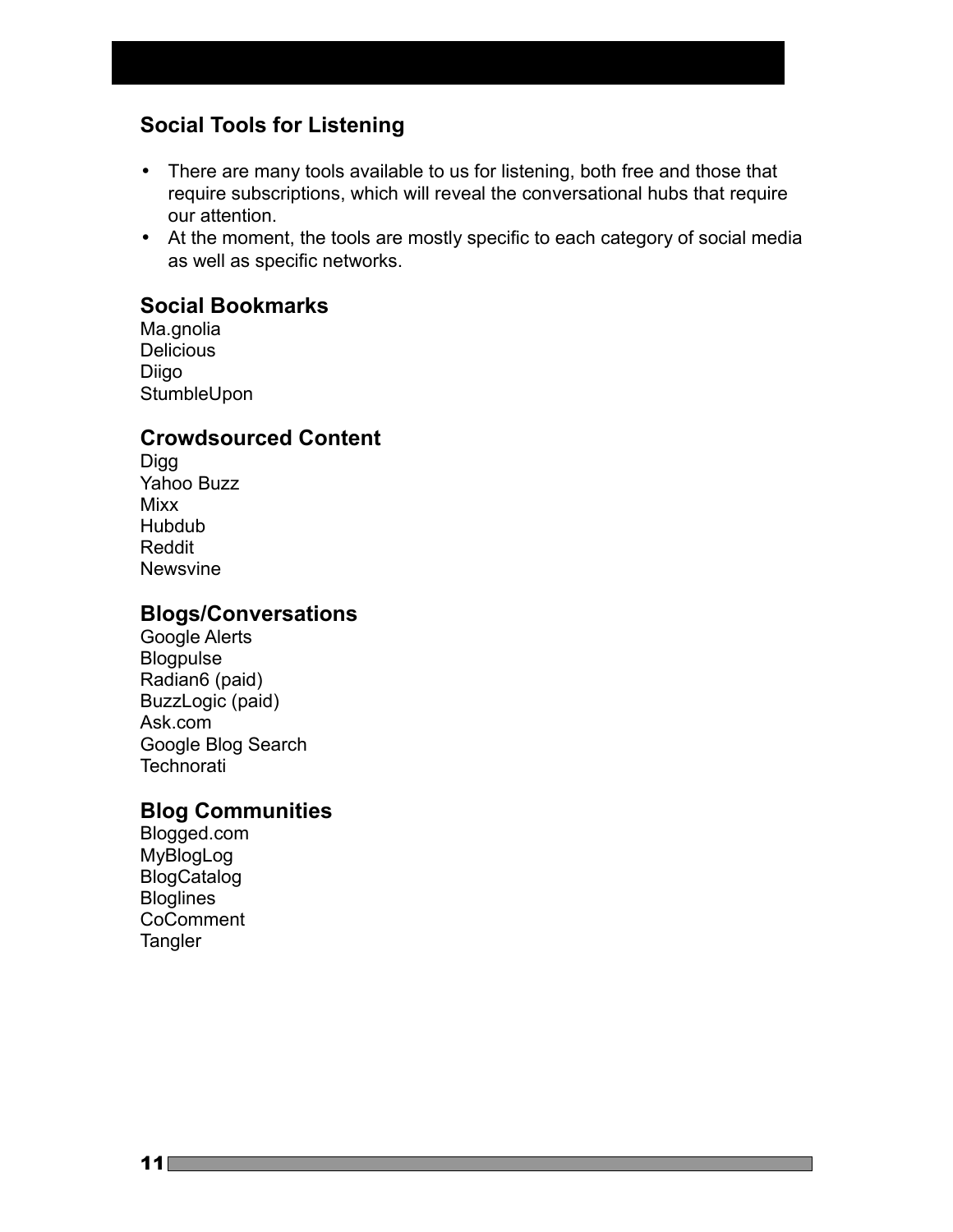## Social Tools for Listening

- There are many tools available to us for listening, both free and those that require subscriptions, which will reveal the conversational hubs that require our attention.
- At the moment, the tools are mostly specific to each category of social media as well as specific networks.

### Social Bookmarks

Ma.gnolia
Delicious
Diigo
StumbleUpon

### Crowdsourced Content

Digg
Yahoo Buzz
Mixx
Hubdub
Reddit
Newsvine

### Blogs/Conversations

Google Alerts
Blogpulse
Radian6 (paid)
BuzzLogic (paid)
Ask.com
Google Blog Search
Technorati

### Blog Communities

Blogged.com
MyBlogLog
BlogCatalog
Bloglines
CoComment
Tangler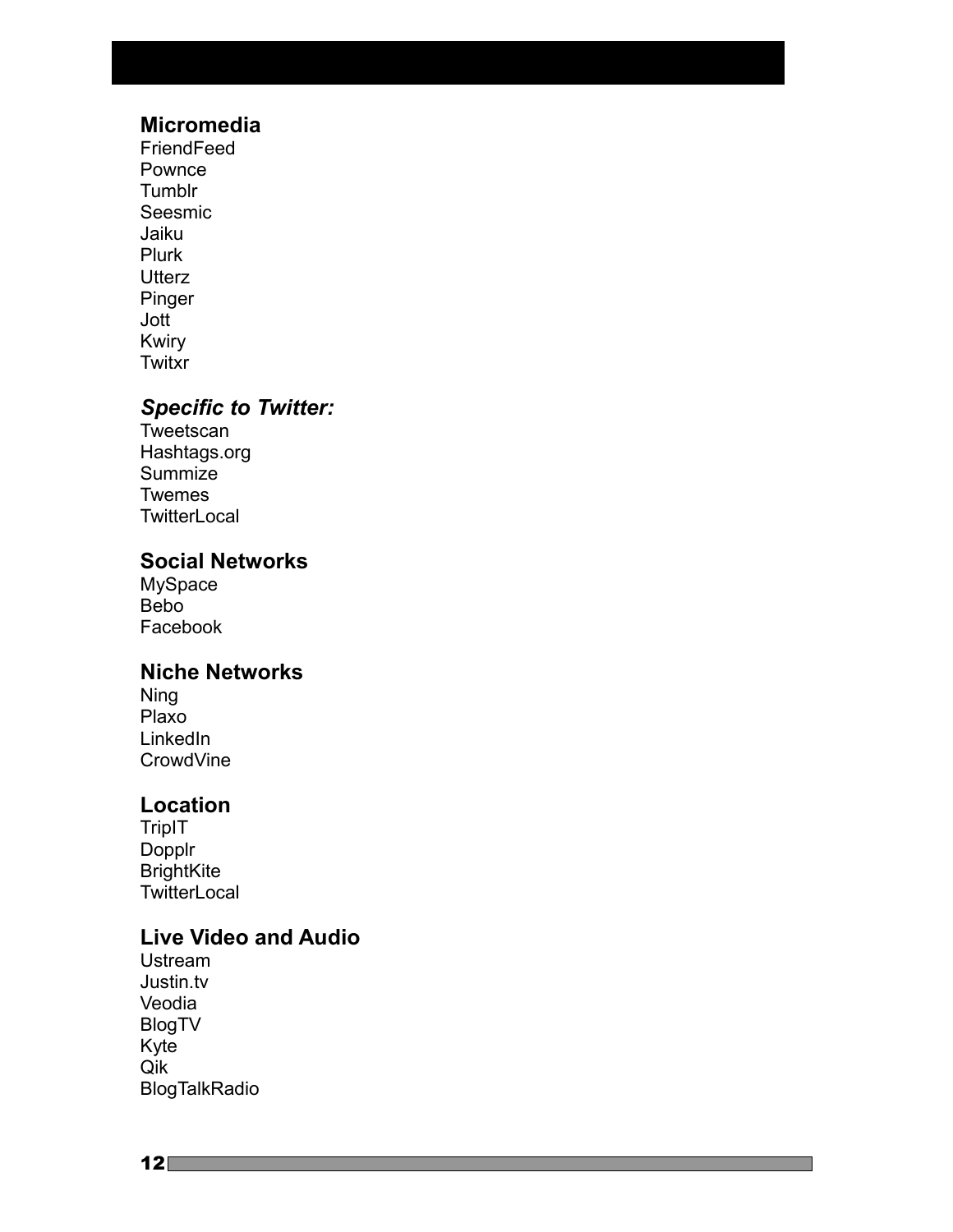## Micromedia

FriendFeed
Pownce
Tumblr
Seesmic
Jaiku
Plurk
Utterz
Pinger
Jott
Kwiry
Twitxr

### *Specific to Twitter:*

Tweetscan
Hashtags.org
Summize
Twemes
TwitterLocal

## Social Networks

MySpace
Bebo
Facebook

## Niche Networks

Ning
Plaxo
LinkedIn
CrowdVine

## Location

TripIT
Dopplr
BrightKite
TwitterLocal

## Live Video and Audio

Ustream
Justin.tv
Veodia
BlogTV
Kyte
Qik
BlogTalkRadio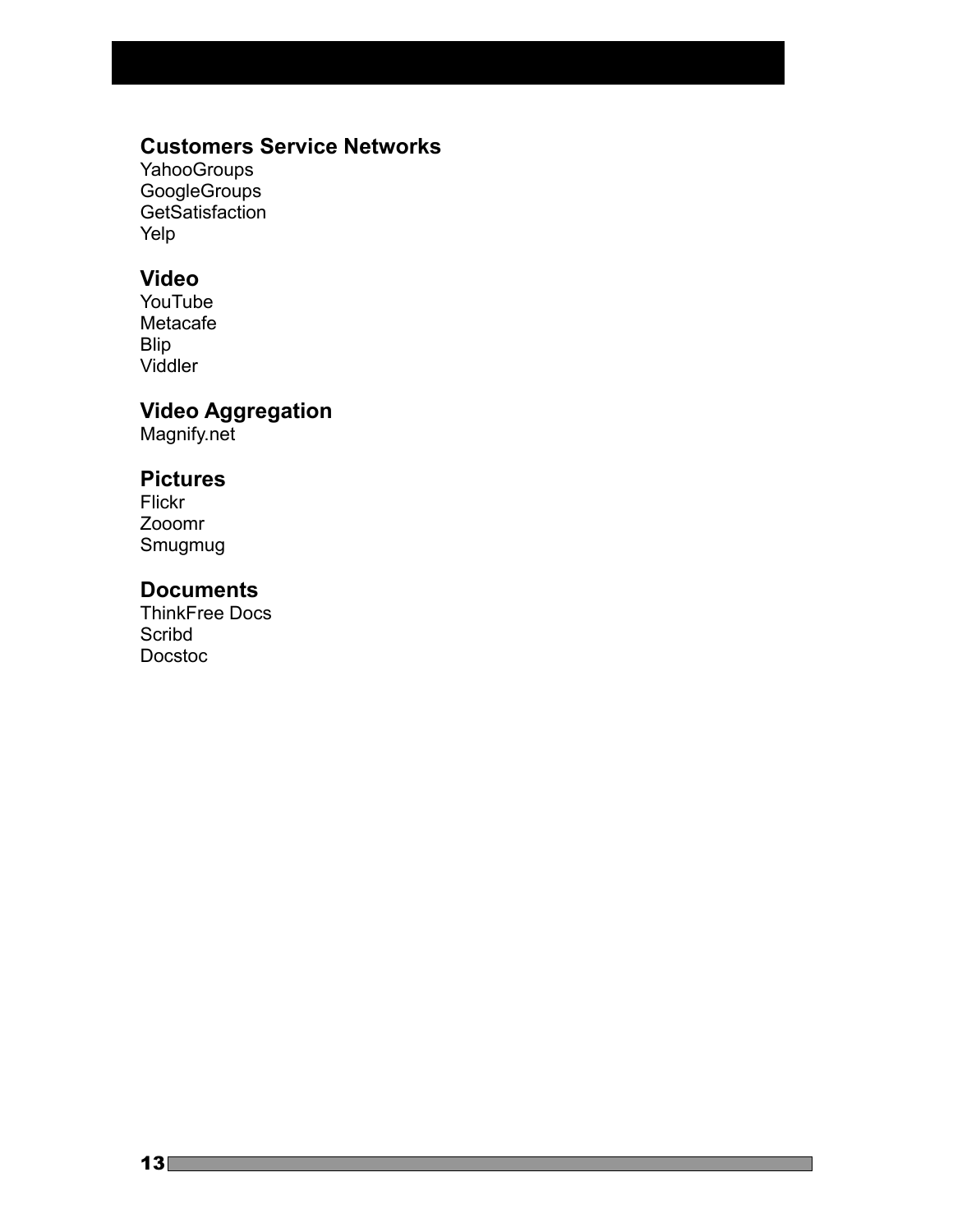### Customers Service Networks

YahooGroups
GoogleGroups
GetSatisfaction
Yelp

### Video

YouTube
Metacafe
Blip
Viddler

### Video Aggregation

Magnify.net

### Pictures

Flickr
Zooomr
Smugmug

### Documents

ThinkFree Docs
Scribd
Docstoc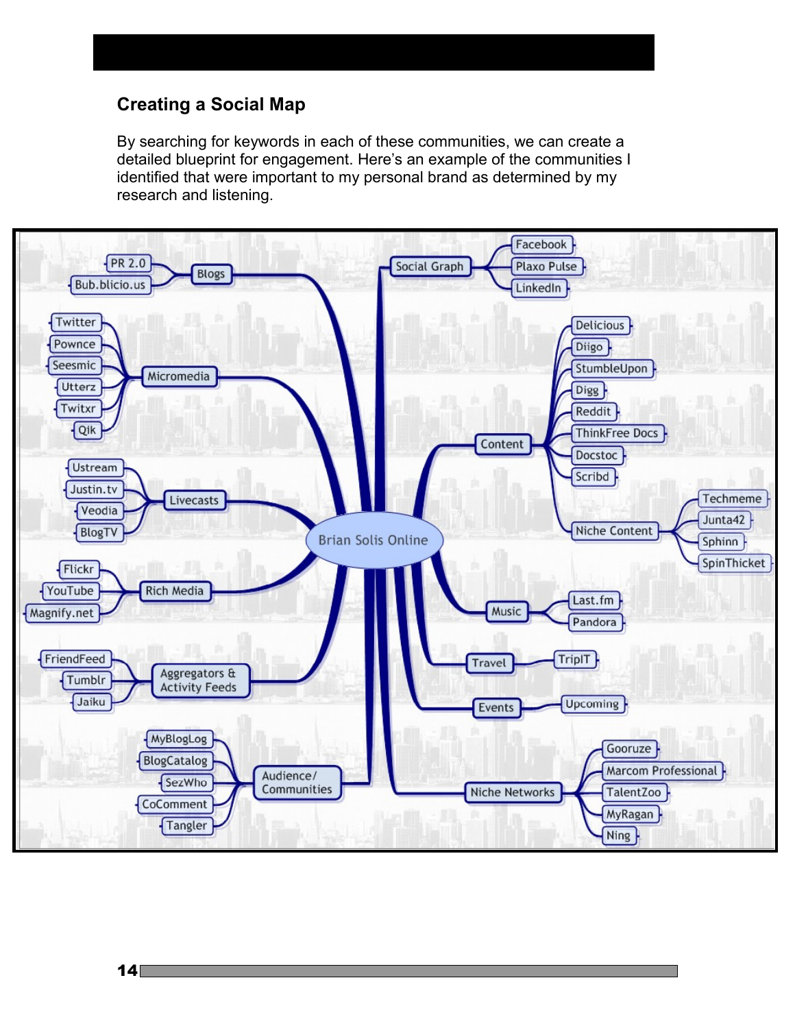## Creating a Social Map

By searching for keywords in each of these communities, we can create a detailed blueprint for engagement. Here's an example of the communities I identified that were important to my personal brand as determined by my research and listening.

- Brian Solis Online
  - Blogs
    - PR 2.0
    - Bub.blicio.us
  - Micromedia
    - Twitter
    - Pownce
    - Seesmic
    - Utterz
    - Twitxr
    - Qik
  - Livecasts
    - Ustream
    - Justin.tv
    - Veodia
    - BlogTV
  - Rich Media
    - Flickr
    - YouTube
    - Magnify.net
  - Aggregators & Activity Feeds
    - FriendFeed
    - Tumblr
    - Jaiku
  - Audience/ Communities
    - MyBlogLog
    - BlogCatalog
    - SezWho
    - CoComment
    - Tangler
  - Social Graph
    - Facebook
    - Plaxo Pulse
    - LinkedIn
  - Content
    - Delicious
    - Diigo
    - StumbleUpon
    - Digg
    - Reddit
    - ThinkFree Docs
    - Docstoc
    - Scribd
    - Niche Content
      - Techmeme
      - Junta42
      - Sphinn
      - SpinThicket
  - Music
    - Last.fm
    - Pandora
  - Travel
    - TripIT
  - Events
    - Upcoming
  - Niche Networks
    - Gooruze
    - Marcom Professional
    - TalentZoo
    - MyRagan
    - Ning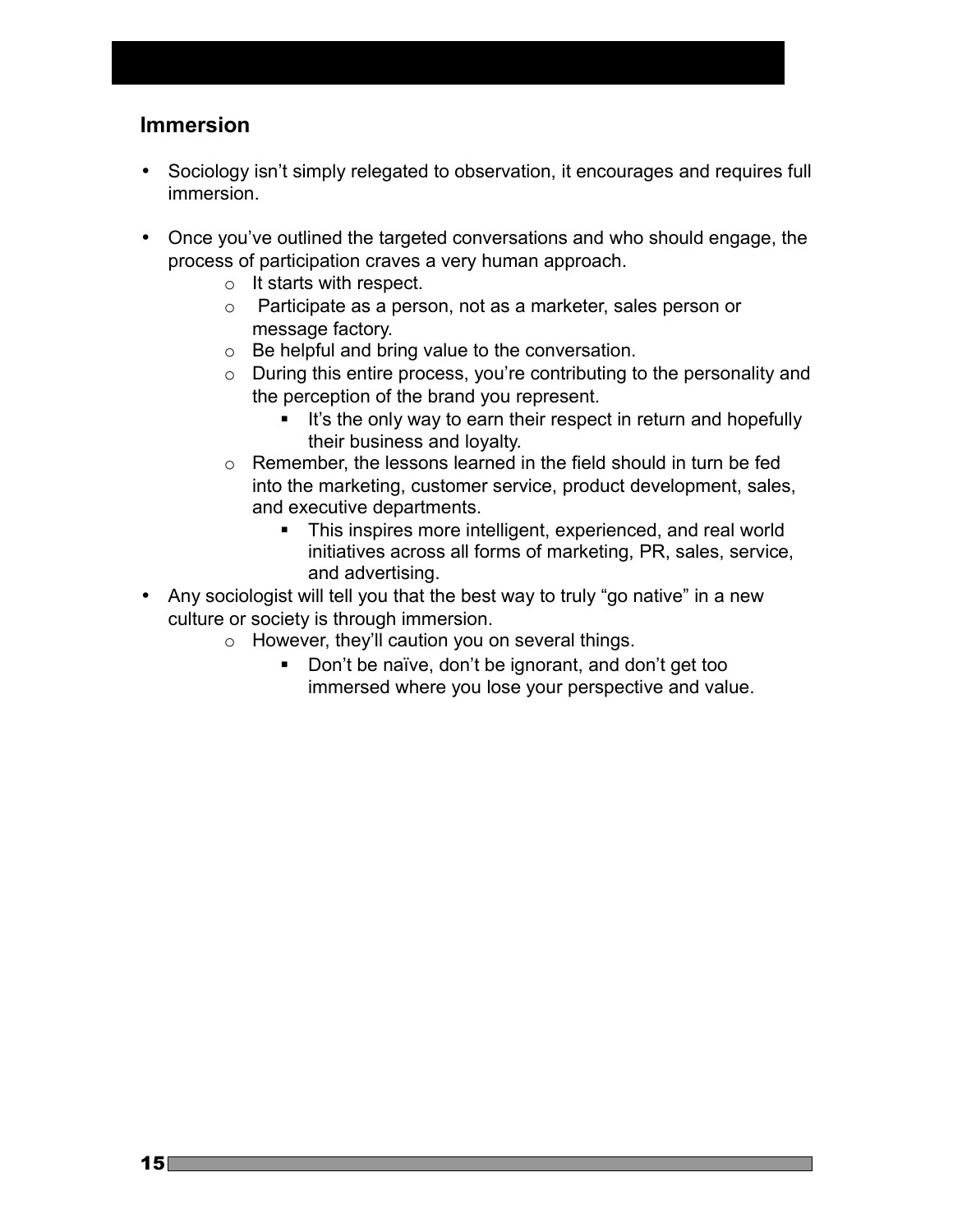## Immersion

- Sociology isn't simply relegated to observation, it encourages and requires full immersion.

- Once you've outlined the targeted conversations and who should engage, the process of participation craves a very human approach.
    - It starts with respect.
    - Participate as a person, not as a marketer, sales person or message factory.
    - Be helpful and bring value to the conversation.
    - During this entire process, you're contributing to the personality and the perception of the brand you represent.
        - It's the only way to earn their respect in return and hopefully their business and loyalty.
    - Remember, the lessons learned in the field should in turn be fed into the marketing, customer service, product development, sales, and executive departments.
        - This inspires more intelligent, experienced, and real world initiatives across all forms of marketing, PR, sales, service, and advertising.
- Any sociologist will tell you that the best way to truly "go native" in a new culture or society is through immersion.
    - However, they'll caution you on several things.
        - Don't be naïve, don't be ignorant, and don't get too immersed where you lose your perspective and value.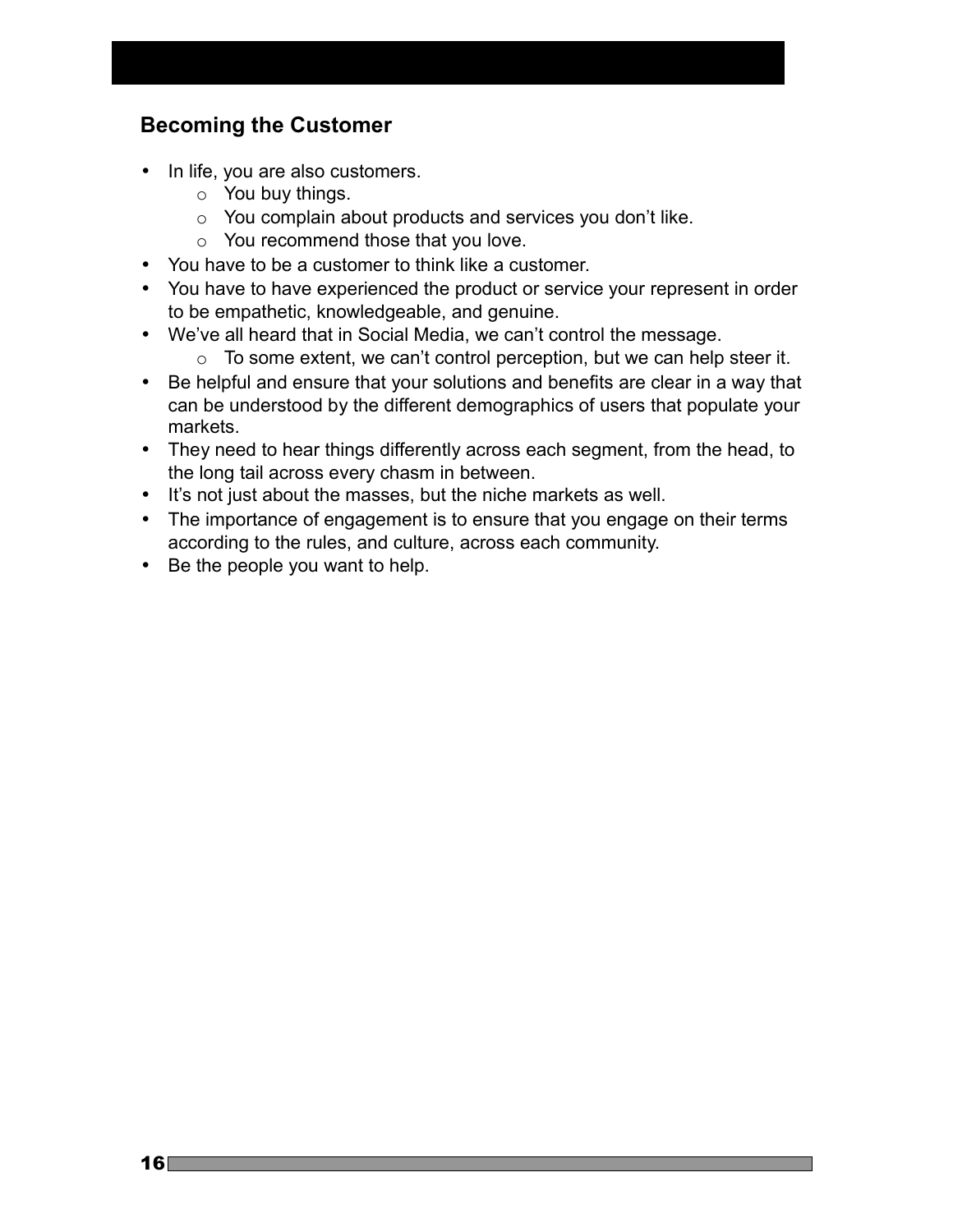## Becoming the Customer

- In life, you are also customers.
  - You buy things.
  - You complain about products and services you don't like.
  - You recommend those that you love.
- You have to be a customer to think like a customer.
- You have to have experienced the product or service your represent in order to be empathetic, knowledgeable, and genuine.
- We've all heard that in Social Media, we can't control the message.
  - To some extent, we can't control perception, but we can help steer it.
- Be helpful and ensure that your solutions and benefits are clear in a way that can be understood by the different demographics of users that populate your markets.
- They need to hear things differently across each segment, from the head, to the long tail across every chasm in between.
- It's not just about the masses, but the niche markets as well.
- The importance of engagement is to ensure that you engage on their terms according to the rules, and culture, across each community.
- Be the people you want to help.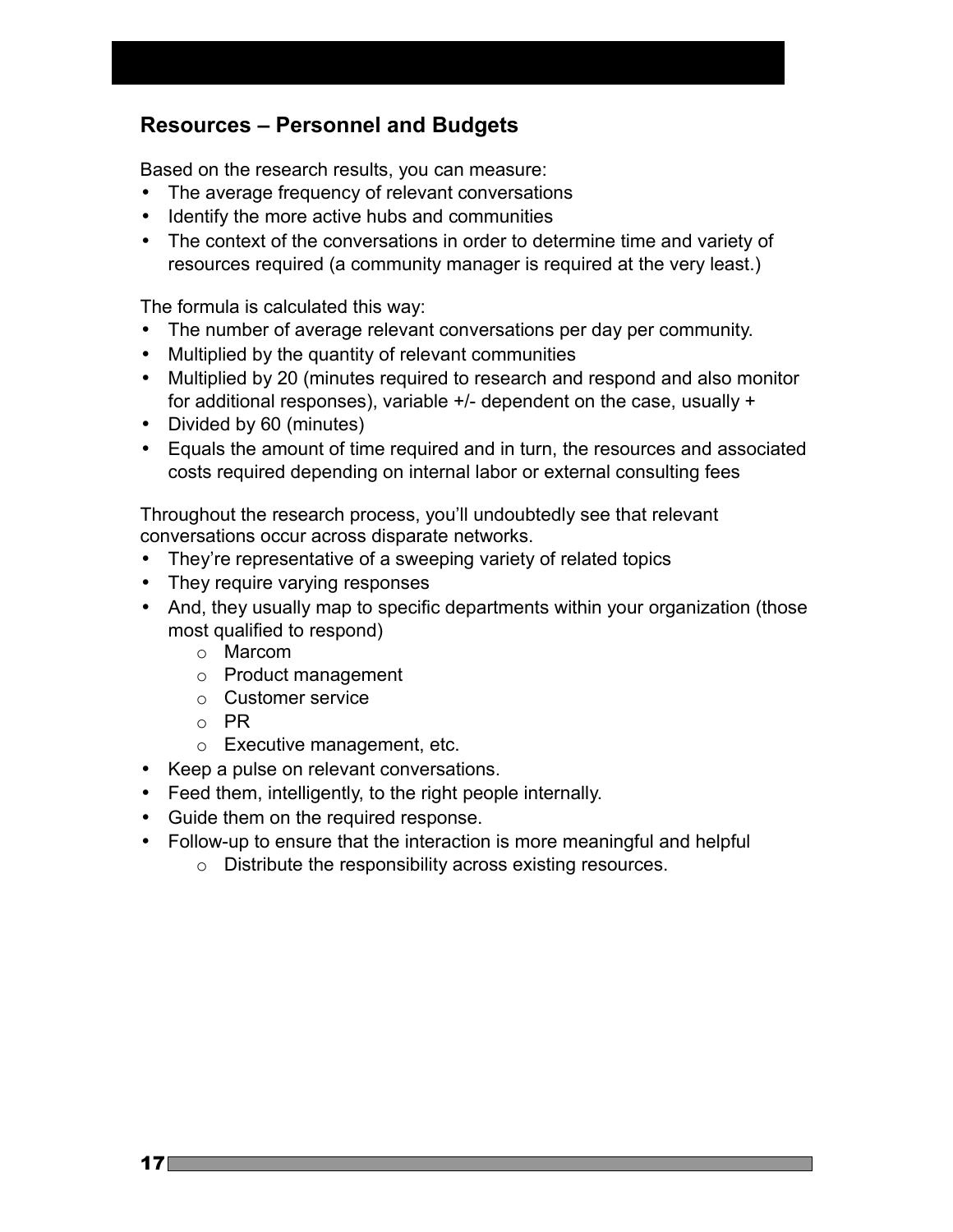## Resources – Personnel and Budgets

Based on the research results, you can measure:

- The average frequency of relevant conversations
- Identify the more active hubs and communities
- The context of the conversations in order to determine time and variety of resources required (a community manager is required at the very least.)

The formula is calculated this way:

- The number of average relevant conversations per day per community.
- Multiplied by the quantity of relevant communities
- Multiplied by 20 (minutes required to research and respond and also monitor for additional responses), variable +/- dependent on the case, usually +
- Divided by 60 (minutes)
- Equals the amount of time required and in turn, the resources and associated costs required depending on internal labor or external consulting fees

Throughout the research process, you'll undoubtedly see that relevant conversations occur across disparate networks.

- They're representative of a sweeping variety of related topics
- They require varying responses
- And, they usually map to specific departments within your organization (those most qualified to respond)
  - Marcom
  - Product management
  - Customer service
  - PR
  - Executive management, etc.
- Keep a pulse on relevant conversations.
- Feed them, intelligently, to the right people internally.
- Guide them on the required response.
- Follow-up to ensure that the interaction is more meaningful and helpful
  - Distribute the responsibility across existing resources.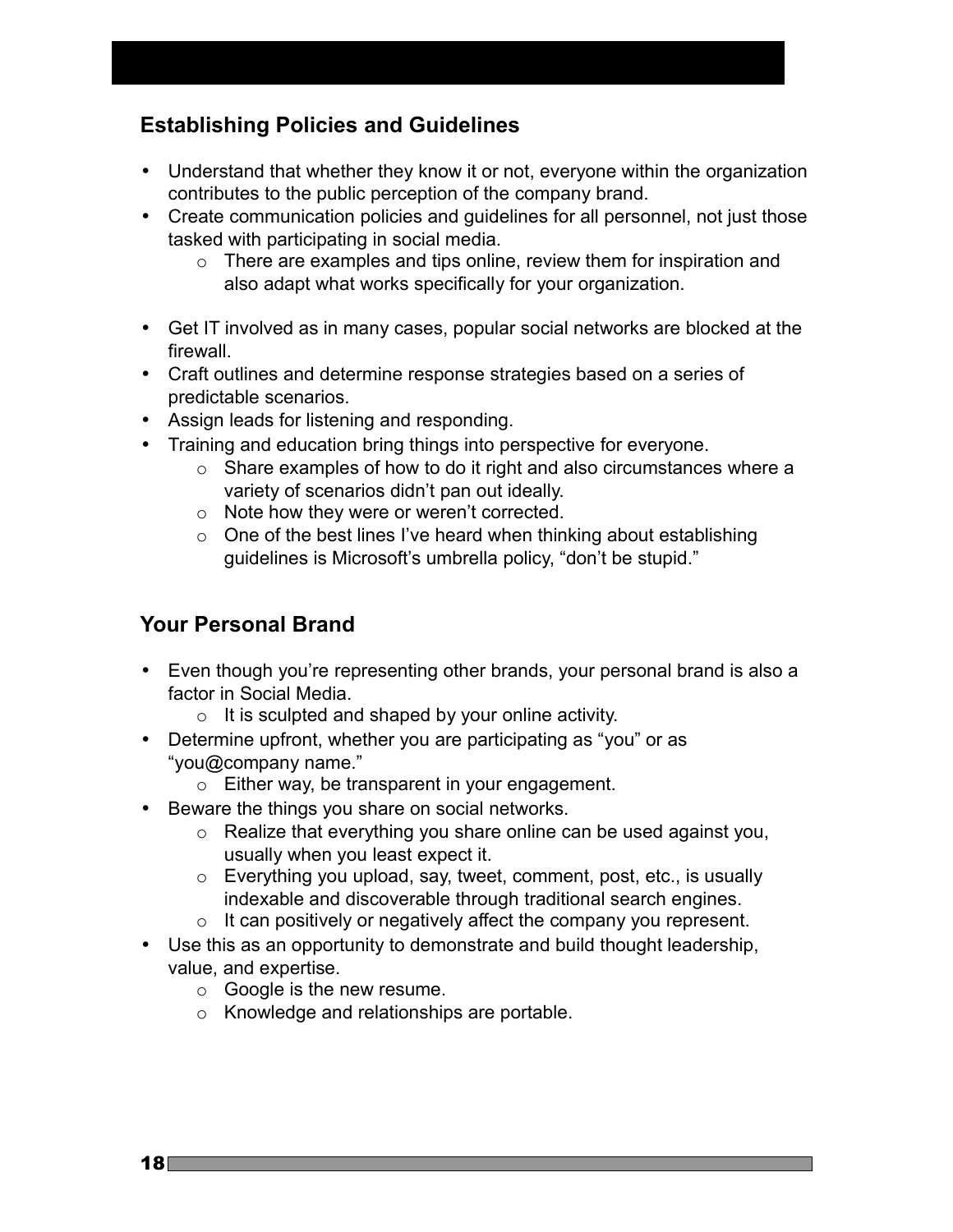## Establishing Policies and Guidelines

- Understand that whether they know it or not, everyone within the organization contributes to the public perception of the company brand.
- Create communication policies and guidelines for all personnel, not just those tasked with participating in social media.
    - There are examples and tips online, review them for inspiration and also adapt what works specifically for your organization.

- Get IT involved as in many cases, popular social networks are blocked at the firewall.
- Craft outlines and determine response strategies based on a series of predictable scenarios.
- Assign leads for listening and responding.
- Training and education bring things into perspective for everyone.
    - Share examples of how to do it right and also circumstances where a variety of scenarios didn't pan out ideally.
    - Note how they were or weren't corrected.
    - One of the best lines I've heard when thinking about establishing guidelines is Microsoft's umbrella policy, "don't be stupid."

## Your Personal Brand

- Even though you're representing other brands, your personal brand is also a factor in Social Media.
    - It is sculpted and shaped by your online activity.
- Determine upfront, whether you are participating as "you" or as "you@company name."
    - Either way, be transparent in your engagement.
- Beware the things you share on social networks.
    - Realize that everything you share online can be used against you, usually when you least expect it.
    - Everything you upload, say, tweet, comment, post, etc., is usually indexable and discoverable through traditional search engines.
    - It can positively or negatively affect the company you represent.
- Use this as an opportunity to demonstrate and build thought leadership, value, and expertise.
    - Google is the new resume.
    - Knowledge and relationships are portable.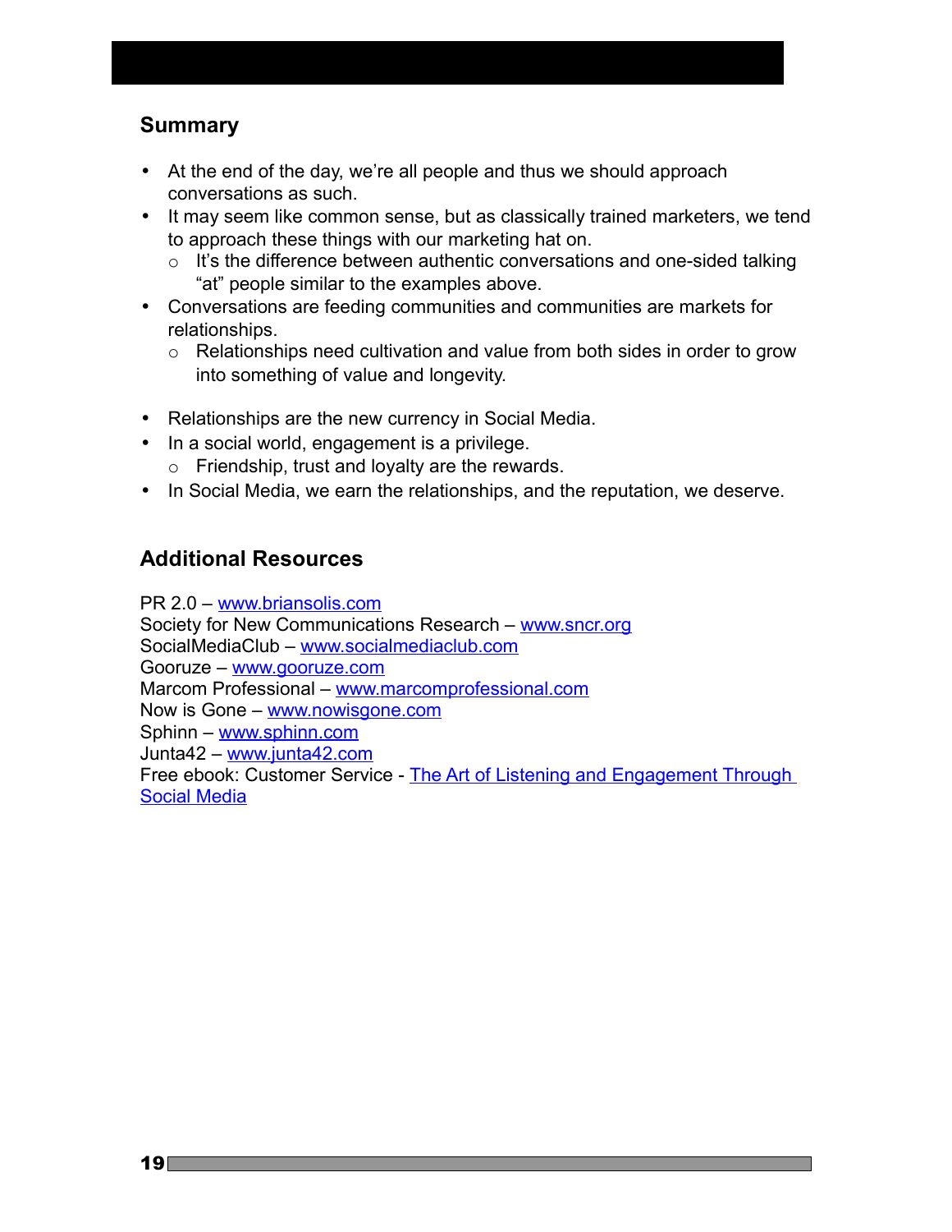## Summary

- At the end of the day, we're all people and thus we should approach conversations as such.
- It may seem like common sense, but as classically trained marketers, we tend to approach these things with our marketing hat on.
  - It's the difference between authentic conversations and one-sided talking "at" people similar to the examples above.
- Conversations are feeding communities and communities are markets for relationships.
  - Relationships need cultivation and value from both sides in order to grow into something of value and longevity.

- Relationships are the new currency in Social Media.
- In a social world, engagement is a privilege.
  - Friendship, trust and loyalty are the rewards.
- In Social Media, we earn the relationships, and the reputation, we deserve.

## Additional Resources

PR 2.0 – www.briansolis.com
Society for New Communications Research – www.sncr.org
SocialMediaClub – www.socialmediaclub.com
Gooruze – www.gooruze.com
Marcom Professional – www.marcomprofessional.com
Now is Gone – www.nowisgone.com
Sphinn – www.sphinn.com
Junta42 – www.junta42.com
Free ebook: Customer Service - The Art of Listening and Engagement Through Social Media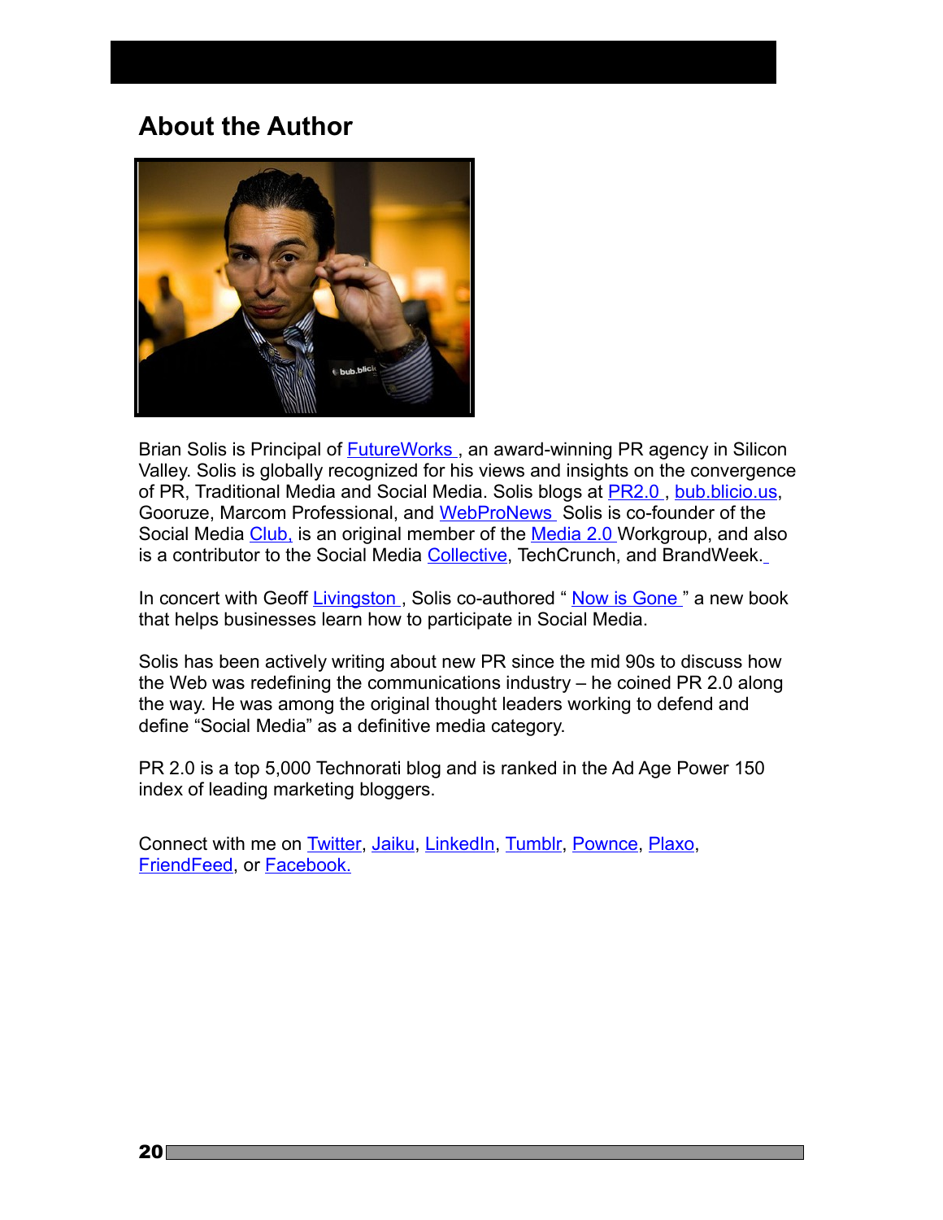## About the Author

Brian Solis is Principal of FutureWorks , an award-winning PR agency in Silicon Valley. Solis is globally recognized for his views and insights on the convergence of PR, Traditional Media and Social Media. Solis blogs at PR2.0 , bub.blicio.us, Gooruze, Marcom Professional, and WebProNews Solis is co-founder of the Social Media Club, is an original member of the Media 2.0 Workgroup, and also is a contributor to the Social Media Collective, TechCrunch, and BrandWeek.

In concert with Geoff Livingston , Solis co-authored " Now is Gone " a new book that helps businesses learn how to participate in Social Media.

Solis has been actively writing about new PR since the mid 90s to discuss how the Web was redefining the communications industry – he coined PR 2.0 along the way. He was among the original thought leaders working to defend and define "Social Media" as a definitive media category.

PR 2.0 is a top 5,000 Technorati blog and is ranked in the Ad Age Power 150 index of leading marketing bloggers.

Connect with me on Twitter, Jaiku, LinkedIn, Tumblr, Pownce, Plaxo, FriendFeed, or Facebook.